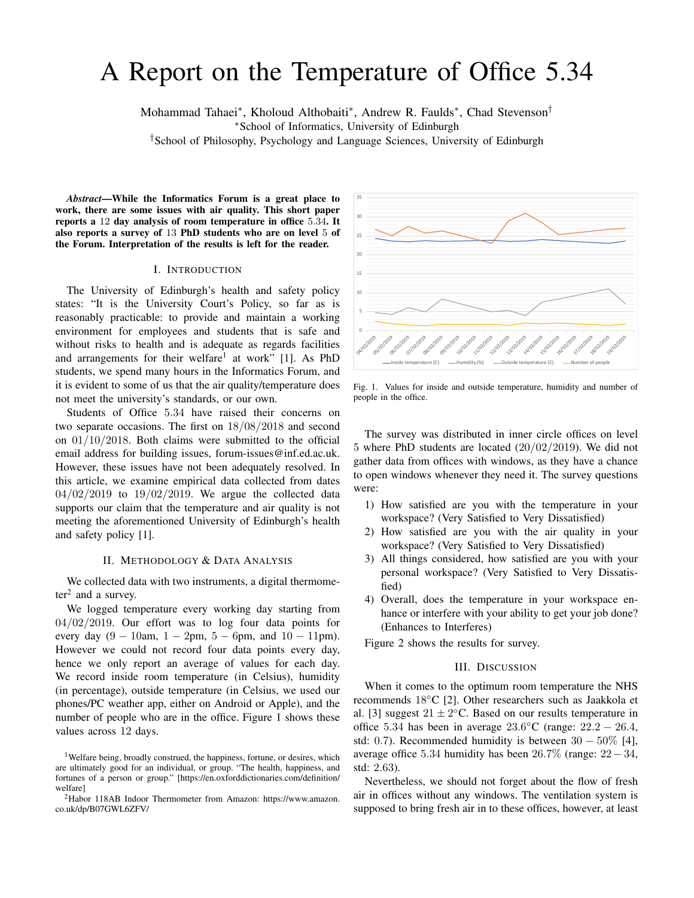# A Report on the Temperature of Office 5.34

Mohammad Tahaei*, Kholoud Althobaiti*, Andrew R. Faulds*, Chad Stevenson†

*School of Informatics, University of Edinburgh

†School of Philosophy, Psychology and Language Sciences, University of Edinburgh

***Abstract*—While the Informatics Forum is a great place to work, there are some issues with air quality. This short paper reports a 12 day analysis of room temperature in office 5.34. It also reports a survey of 13 PhD students who are on level 5 of the Forum. Interpretation of the results is left for the reader.**

## I. Introduction

The University of Edinburgh's health and safety policy states: "It is the University Court's Policy, so far as is reasonably practicable: to provide and maintain a working environment for employees and students that is safe and without risks to health and is adequate as regards facilities and arrangements for their welfare[1] at work" [1]. As PhD students, we spend many hours in the Informatics Forum, and it is evident to some of us that the air quality/temperature does not meet the university's standards, or our own.

Students of Office 5.34 have raised their concerns on two separate occasions. The first on 18/08/2018 and second on 01/10/2018. Both claims were submitted to the official email address for building issues, forum-issues@inf.ed.ac.uk. However, these issues have not been adequately resolved. In this article, we examine empirical data collected from dates 04/02/2019 to 19/02/2019. We argue the collected data supports our claim that the temperature and air quality is not meeting the aforementioned University of Edinburgh's health and safety policy [1].

## II. Methodology & Data Analysis

We collected data with two instruments, a digital thermometer[2] and a survey.

We logged temperature every working day starting from 04/02/2019. Our effort was to log four data points for every day (9 − 10am, 1 − 2pm, 5 − 6pm, and 10 − 11pm). However we could not record four data points every day, hence we only report an average of values for each day. We record inside room temperature (in Celsius), humidity (in percentage), outside temperature (in Celsius, we used our phones/PC weather app, either on Android or Apple), and the number of people who are in the office. Figure 1 shows these values across 12 days.

Fig. 1. Values for inside and outside temperature, humidity and number of people in the office.

The survey was distributed in inner circle offices on level 5 where PhD students are located (20/02/2019). We did not gather data from offices with windows, as they have a chance to open windows whenever they need it. The survey questions were:

1) How satisfied are you with the temperature in your workspace? (Very Satisfied to Very Dissatisfied)
2) How satisfied are you with the air quality in your workspace? (Very Satisfied to Very Dissatisfied)
3) All things considered, how satisfied are you with your personal workspace? (Very Satisfied to Very Dissatisfied)
4) Overall, does the temperature in your workspace enhance or interfere with your ability to get your job done? (Enhances to Interferes)

Figure 2 shows the results for survey.

## III. Discussion

When it comes to the optimum room temperature the NHS recommends 18°C [2]. Other researchers such as Jaakkola et al. [3] suggest $21 \pm 2$°C. Based on our results temperature in office 5.34 has been in average 23.6°C (range: 22.2 − 26.4, std: 0.7). Recommended humidity is between 30 − 50% [4], average office 5.34 humidity has been 26.7% (range: 22 − 34, std: 2.63).

Nevertheless, we should not forget about the flow of fresh air in offices without any windows. The ventilation system is supposed to bring fresh air in to these offices, however, at least

[1] Welfare being, broadly construed, the happiness, fortune, or desires, which are ultimately good for an individual, or group. "The health, happiness, and fortunes of a person or group." [https://en.oxforddictionaries.com/definition/welfare]

[2] Habor 118AB Indoor Thermometer from Amazon: https://www.amazon.co.uk/dp/B07GWL6ZFV/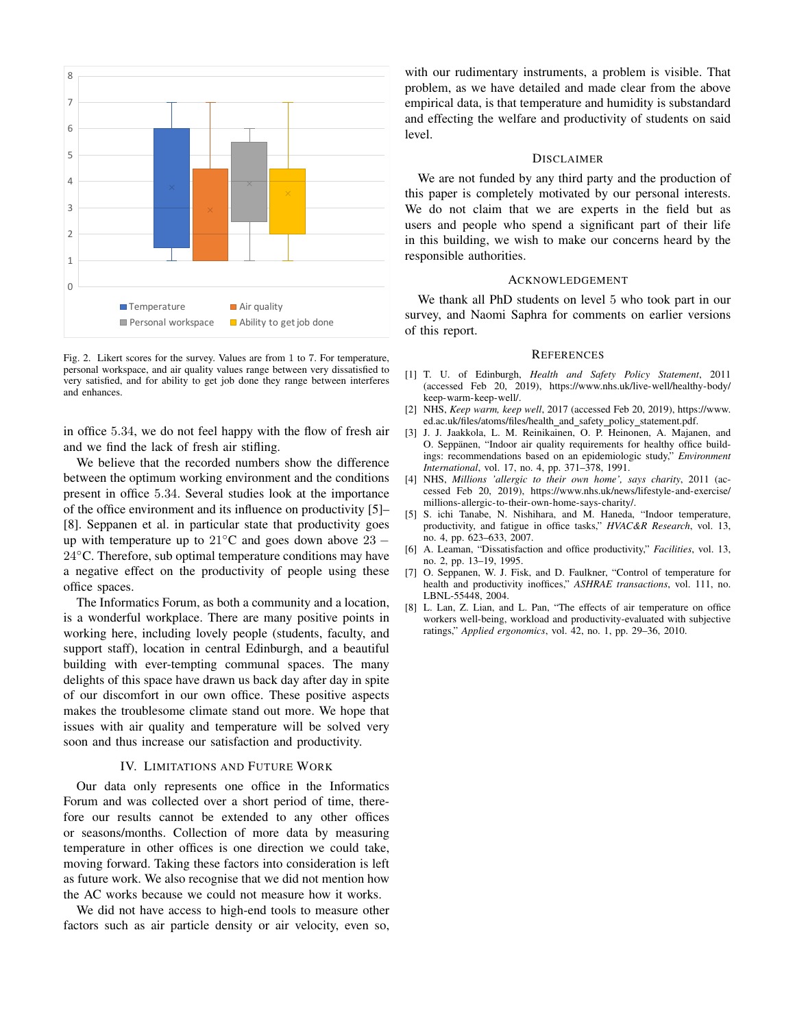8
7
6
5
4
3
2
1
0

Temperature
Air quality
Personal workspace
Ability to get job done

Fig. 2. Likert scores for the survey. Values are from 1 to 7. For temperature, personal workspace, and air quality values range between very dissatisfied to very satisfied, and for ability to get job done they range between interferes and enhances.

in office 5.34, we do not feel happy with the flow of fresh air and we find the lack of fresh air stifling.

We believe that the recorded numbers show the difference between the optimum working environment and the conditions present in office 5.34. Several studies look at the importance of the office environment and its influence on productivity [5]–[8]. Seppanen et al. in particular state that productivity goes up with temperature up to 21°C and goes down above 23 – 24°C. Therefore, sub optimal temperature conditions may have a negative effect on the productivity of people using these office spaces.

The Informatics Forum, as both a community and a location, is a wonderful workplace. There are many positive points in working here, including lovely people (students, faculty, and support staff), location in central Edinburgh, and a beautiful building with ever-tempting communal spaces. The many delights of this space have drawn us back day after day in spite of our discomfort in our own office. These positive aspects makes the troublesome climate stand out more. We hope that issues with air quality and temperature will be solved very soon and thus increase our satisfaction and productivity.

## IV. Limitations and Future Work

Our data only represents one office in the Informatics Forum and was collected over a short period of time, therefore our results cannot be extended to any other offices or seasons/months. Collection of more data by measuring temperature in other offices is one direction we could take, moving forward. Taking these factors into consideration is left as future work. We also recognise that we did not mention how the AC works because we could not measure how it works.

We did not have access to high-end tools to measure other factors such as air particle density or air velocity, even so, with our rudimentary instruments, a problem is visible. That problem, as we have detailed and made clear from the above empirical data, is that temperature and humidity is substandard and effecting the welfare and productivity of students on said level.

## Disclaimer

We are not funded by any third party and the production of this paper is completely motivated by our personal interests. We do not claim that we are experts in the field but as users and people who spend a significant part of their life in this building, we wish to make our concerns heard by the responsible authorities.

## Acknowledgement

We thank all PhD students on level 5 who took part in our survey, and Naomi Saphra for comments on earlier versions of this report.

## References

[1] T. U. of Edinburgh, *Health and Safety Policy Statement*, 2011 (accessed Feb 20, 2019), https://www.nhs.uk/live-well/healthy-body/keep-warm-keep-well/.

[2] NHS, *Keep warm, keep well*, 2017 (accessed Feb 20, 2019), https://www.ed.ac.uk/files/atoms/files/health_and_safety_policy_statement.pdf.

[3] J. J. Jaakkola, L. M. Reinikainen, O. P. Heinonen, A. Majanen, and O. Seppänen, "Indoor air quality requirements for healthy office buildings: recommendations based on an epidemiologic study," *Environment International*, vol. 17, no. 4, pp. 371–378, 1991.

[4] NHS, *Millions 'allergic to their own home', says charity*, 2011 (accessed Feb 20, 2019), https://www.nhs.uk/news/lifestyle-and-exercise/millions-allergic-to-their-own-home-says-charity/.

[5] S. ichi Tanabe, N. Nishihara, and M. Haneda, "Indoor temperature, productivity, and fatigue in office tasks," *HVAC&R Research*, vol. 13, no. 4, pp. 623–633, 2007.

[6] A. Leaman, "Dissatisfaction and office productivity," *Facilities*, vol. 13, no. 2, pp. 13–19, 1995.

[7] O. Seppanen, W. J. Fisk, and D. Faulkner, "Control of temperature for health and productivity inoffices," *ASHRAE transactions*, vol. 111, no. LBNL-55448, 2004.

[8] L. Lan, Z. Lian, and L. Pan, "The effects of air temperature on office workers well-being, workload and productivity-evaluated with subjective ratings," *Applied ergonomics*, vol. 42, no. 1, pp. 29–36, 2010.